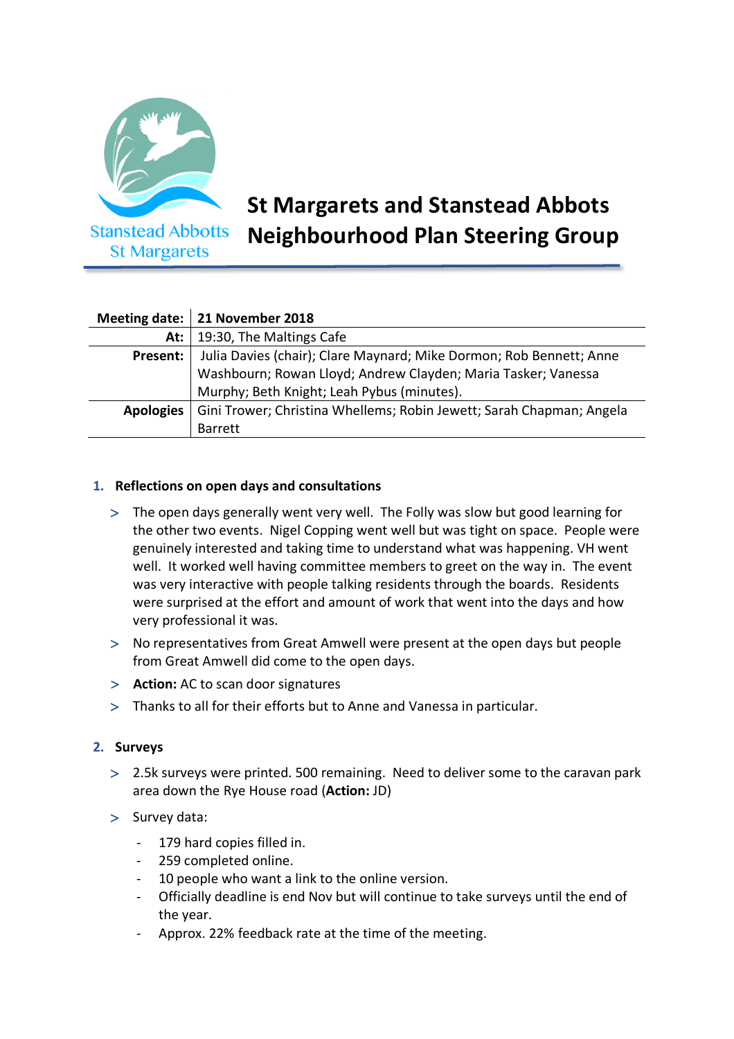# St Margarets and Stanstead Abbots Neighbourhood Plan Steering Group

| | |
|---|---|
| **Meeting date:** | **21 November 2018** |
| **At:** | 19:30, The Maltings Cafe |
| **Present:** | Julia Davies (chair); Clare Maynard; Mike Dormon; Rob Bennett; Anne Washbourn; Rowan Lloyd; Andrew Clayden; Maria Tasker; Vanessa Murphy; Beth Knight; Leah Pybus (minutes). |
| **Apologies** | Gini Trower; Christina Whellems; Robin Jewett; Sarah Chapman; Angela Barrett |

## 1. Reflections on open days and consultations

- The open days generally went very well. The Folly was slow but good learning for the other two events. Nigel Copping went well but was tight on space. People were genuinely interested and taking time to understand what was happening. VH went well. It worked well having committee members to greet on the way in. The event was very interactive with people talking residents through the boards. Residents were surprised at the effort and amount of work that went into the days and how very professional it was.
- No representatives from Great Amwell were present at the open days but people from Great Amwell did come to the open days.
- **Action:** AC to scan door signatures
- Thanks to all for their efforts but to Anne and Vanessa in particular.

## 2. Surveys

- 2.5k surveys were printed. 500 remaining. Need to deliver some to the caravan park area down the Rye House road (**Action:** JD)
- Survey data:
  - 179 hard copies filled in.
  - 259 completed online.
  - 10 people who want a link to the online version.
  - Officially deadline is end Nov but will continue to take surveys until the end of the year.
  - Approx. 22% feedback rate at the time of the meeting.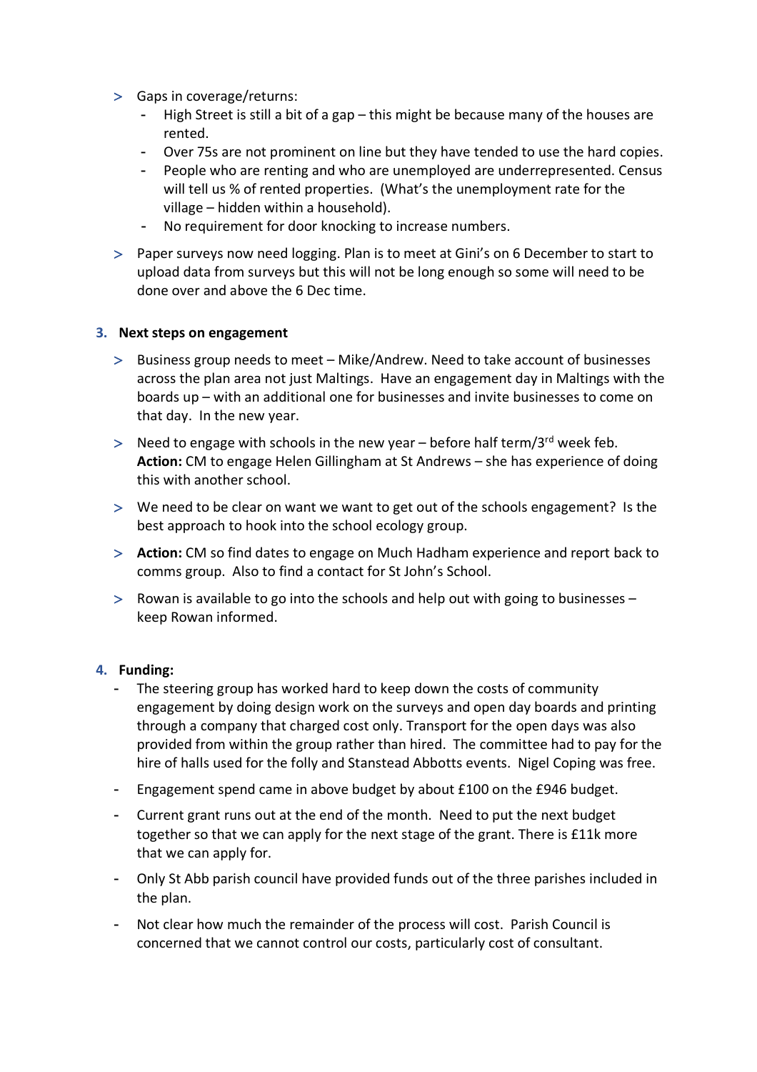- Gaps in coverage/returns:
  - High Street is still a bit of a gap – this might be because many of the houses are rented.
  - Over 75s are not prominent on line but they have tended to use the hard copies.
  - People who are renting and who are unemployed are underrepresented. Census will tell us % of rented properties. (What's the unemployment rate for the village – hidden within a household).
  - No requirement for door knocking to increase numbers.
- Paper surveys now need logging. Plan is to meet at Gini's on 6 December to start to upload data from surveys but this will not be long enough so some will need to be done over and above the 6 Dec time.

3. **Next steps on engagement**

- Business group needs to meet – Mike/Andrew. Need to take account of businesses across the plan area not just Maltings. Have an engagement day in Maltings with the boards up – with an additional one for businesses and invite businesses to come on that day. In the new year.
- Need to engage with schools in the new year – before half term/3rd week feb. **Action:** CM to engage Helen Gillingham at St Andrews – she has experience of doing this with another school.
- We need to be clear on want we want to get out of the schools engagement? Is the best approach to hook into the school ecology group.
- **Action:** CM so find dates to engage on Much Hadham experience and report back to comms group. Also to find a contact for St John's School.
- Rowan is available to go into the schools and help out with going to businesses – keep Rowan informed.

4. **Funding:**

- The steering group has worked hard to keep down the costs of community engagement by doing design work on the surveys and open day boards and printing through a company that charged cost only. Transport for the open days was also provided from within the group rather than hired. The committee had to pay for the hire of halls used for the folly and Stanstead Abbotts events. Nigel Coping was free.
- Engagement spend came in above budget by about £100 on the £946 budget.
- Current grant runs out at the end of the month. Need to put the next budget together so that we can apply for the next stage of the grant. There is £11k more that we can apply for.
- Only St Abb parish council have provided funds out of the three parishes included in the plan.
- Not clear how much the remainder of the process will cost. Parish Council is concerned that we cannot control our costs, particularly cost of consultant.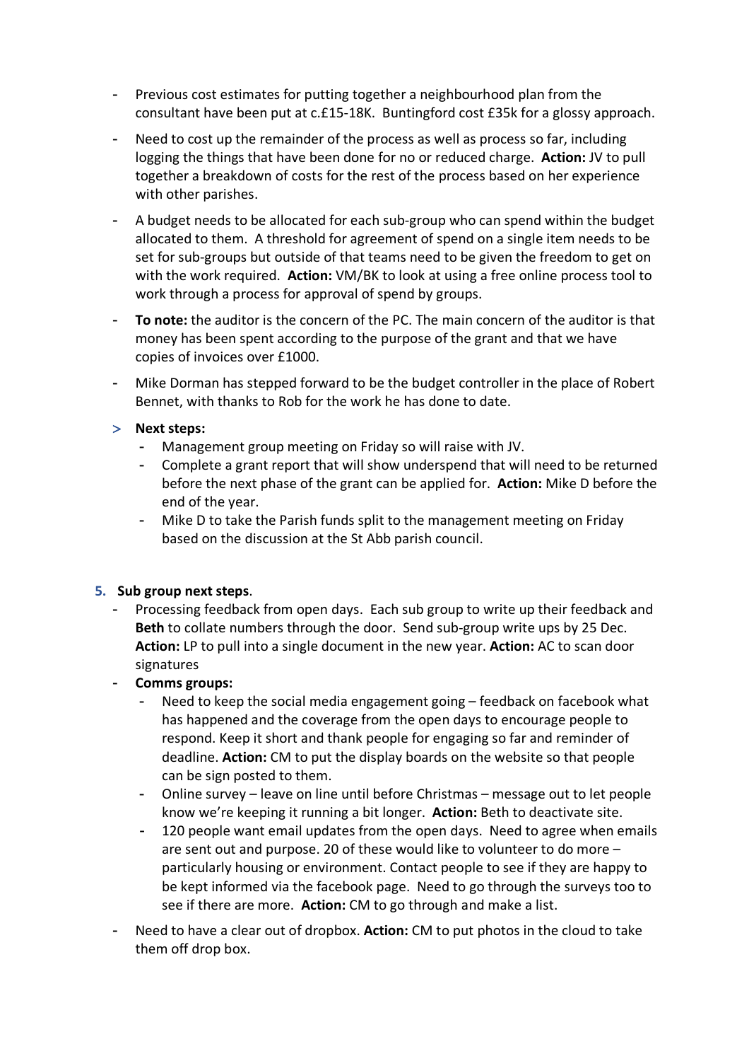- Previous cost estimates for putting together a neighbourhood plan from the consultant have been put at c.£15-18K. Buntingford cost £35k for a glossy approach.
- Need to cost up the remainder of the process as well as process so far, including logging the things that have been done for no or reduced charge. **Action:** JV to pull together a breakdown of costs for the rest of the process based on her experience with other parishes.
- A budget needs to be allocated for each sub-group who can spend within the budget allocated to them. A threshold for agreement of spend on a single item needs to be set for sub-groups but outside of that teams need to be given the freedom to get on with the work required. **Action:** VM/BK to look at using a free online process tool to work through a process for approval of spend by groups.
- **To note:** the auditor is the concern of the PC. The main concern of the auditor is that money has been spent according to the purpose of the grant and that we have copies of invoices over £1000.
- Mike Dorman has stepped forward to be the budget controller in the place of Robert Bennet, with thanks to Rob for the work he has done to date.

> **Next steps:**
  - Management group meeting on Friday so will raise with JV.
  - Complete a grant report that will show underspend that will need to be returned before the next phase of the grant can be applied for. **Action:** Mike D before the end of the year.
  - Mike D to take the Parish funds split to the management meeting on Friday based on the discussion at the St Abb parish council.

**5. Sub group next steps**.

- Processing feedback from open days. Each sub group to write up their feedback and **Beth** to collate numbers through the door. Send sub-group write ups by 25 Dec. **Action:** LP to pull into a single document in the new year. **Action:** AC to scan door signatures
- **Comms groups:**
  - Need to keep the social media engagement going – feedback on facebook what has happened and the coverage from the open days to encourage people to respond. Keep it short and thank people for engaging so far and reminder of deadline. **Action:** CM to put the display boards on the website so that people can be sign posted to them.
  - Online survey – leave on line until before Christmas – message out to let people know we're keeping it running a bit longer. **Action:** Beth to deactivate site.
  - 120 people want email updates from the open days. Need to agree when emails are sent out and purpose. 20 of these would like to volunteer to do more – particularly housing or environment. Contact people to see if they are happy to be kept informed via the facebook page. Need to go through the surveys too to see if there are more. **Action:** CM to go through and make a list.
- Need to have a clear out of dropbox. **Action:** CM to put photos in the cloud to take them off drop box.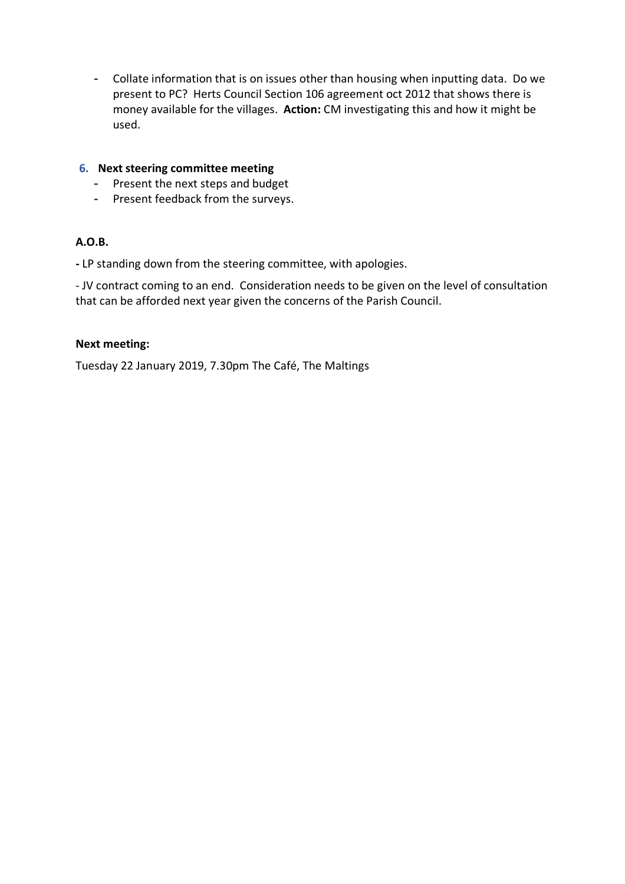- Collate information that is on issues other than housing when inputting data. Do we present to PC? Herts Council Section 106 agreement oct 2012 that shows there is money available for the villages. **Action:** CM investigating this and how it might be used.

6. **Next steering committee meeting**
   - Present the next steps and budget
   - Present feedback from the surveys.

**A.O.B.**

**-** LP standing down from the steering committee, with apologies.

- JV contract coming to an end. Consideration needs to be given on the level of consultation that can be afforded next year given the concerns of the Parish Council.

**Next meeting:**

Tuesday 22 January 2019, 7.30pm The Café, The Maltings